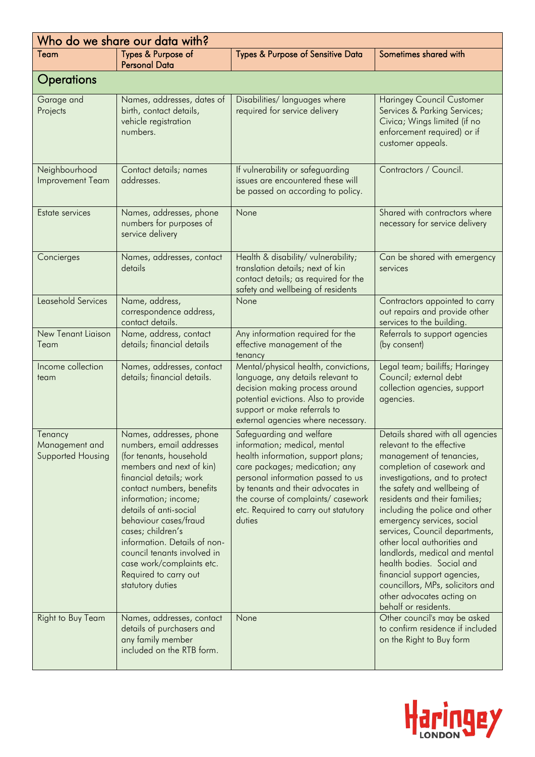## Who do we share our data with?

| Team | Types & Purpose of Personal Data | Types & Purpose of Sensitive Data | Sometimes shared with |
|---|---|---|---|
| **Operations** | | | |
| Garage and Projects | Names, addresses, dates of birth, contact details, vehicle registration numbers. | Disabilities/ languages where required for service delivery | Haringey Council Customer Services & Parking Services; Civica; Wings limited (if no enforcement required) or if customer appeals. |
| Neighbourhood Improvement Team | Contact details; names addresses. | If vulnerability or safeguarding issues are encountered these will be passed on according to policy. | Contractors / Council. |
| Estate services | Names, addresses, phone numbers for purposes of service delivery | None | Shared with contractors where necessary for service delivery |
| Concierges | Names, addresses, contact details | Health & disability/ vulnerability; translation details; next of kin contact details; as required for the safety and wellbeing of residents | Can be shared with emergency services |
| Leasehold Services | Name, address, correspondence address, contact details. | None | Contractors appointed to carry out repairs and provide other services to the building. |
| New Tenant Liaison Team | Name, address, contact details; financial details | Any information required for the effective management of the tenancy | Referrals to support agencies (by consent) |
| Income collection team | Names, addresses, contact details; financial details. | Mental/physical health, convictions, language, any details relevant to decision making process around potential evictions. Also to provide support or make referrals to external agencies where necessary. | Legal team; bailiffs; Haringey Council; external debt collection agencies, support agencies. |
| Tenancy Management and Supported Housing | Names, addresses, phone numbers, email addresses (for tenants, household members and next of kin) financial details; work contact numbers, benefits information; income; details of anti-social behaviour cases/fraud cases; children's information. Details of non-council tenants involved in case work/complaints etc. Required to carry out statutory duties | Safeguarding and welfare information; medical, mental health information, support plans; care packages; medication; any personal information passed to us by tenants and their advocates in the course of complaints/ casework etc. Required to carry out statutory duties | Details shared with all agencies relevant to the effective management of tenancies, completion of casework and investigations, and to protect the safety and wellbeing of residents and their families; including the police and other emergency services, social services, Council departments, other local authorities and landlords, medical and mental health bodies. Social and financial support agencies, councillors, MPs, solicitors and other advocates acting on behalf or residents. |
| Right to Buy Team | Names, addresses, contact details of purchasers and any family member included on the RTB form. | None | Other council's may be asked to confirm residence if included on the Right to Buy form |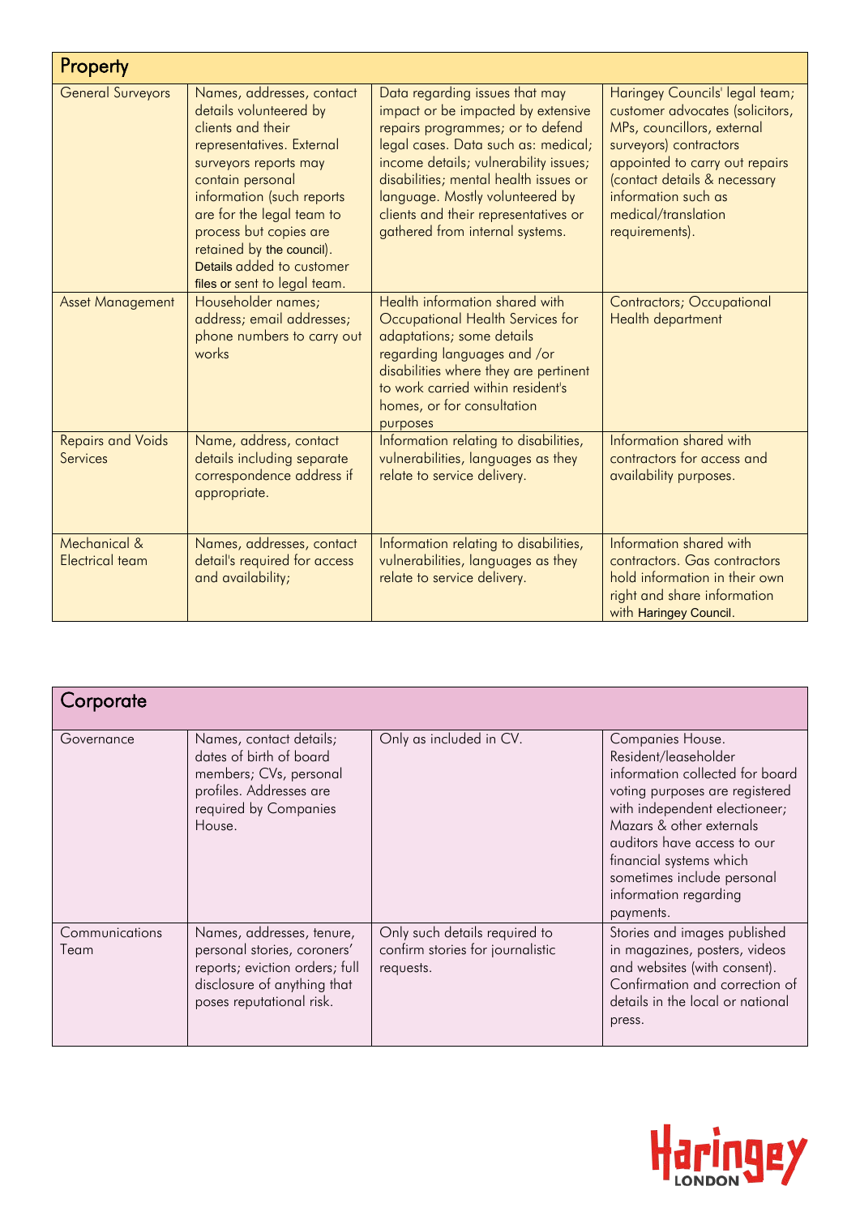| Property | | | |
| --- | --- | --- | --- |
| General Surveyors | Names, addresses, contact details volunteered by clients and their representatives. External surveyors reports may contain personal information (such reports are for the legal team to process but copies are retained by the council). Details added to customer files or sent to legal team. | Data regarding issues that may impact or be impacted by extensive repairs programmes; or to defend legal cases. Data such as: medical; income details; vulnerability issues; disabilities; mental health issues or language. Mostly volunteered by clients and their representatives or gathered from internal systems. | Haringey Councils' legal team; customer advocates (solicitors, MPs, councillors, external surveyors) contractors appointed to carry out repairs (contact details & necessary information such as medical/translation requirements). |
| Asset Management | Householder names; address; email addresses; phone numbers to carry out works | Health information shared with Occupational Health Services for adaptations; some details regarding languages and /or disabilities where they are pertinent to work carried within resident's homes, or for consultation purposes | Contractors; Occupational Health department |
| Repairs and Voids Services | Name, address, contact details including separate correspondence address if appropriate. | Information relating to disabilities, vulnerabilities, languages as they relate to service delivery. | Information shared with contractors for access and availability purposes. |
| Mechanical & Electrical team | Names, addresses, contact detail's required for access and availability; | Information relating to disabilities, vulnerabilities, languages as they relate to service delivery. | Information shared with contractors. Gas contractors hold information in their own right and share information with Haringey Council. |

| Corporate | | | |
| --- | --- | --- | --- |
| Governance | Names, contact details; dates of birth of board members; CVs, personal profiles. Addresses are required by Companies House. | Only as included in CV. | Companies House. Resident/leaseholder information collected for board voting purposes are registered with independent electioneer; Mazars & other externals auditors have access to our financial systems which sometimes include personal information regarding payments. |
| Communications Team | Names, addresses, tenure, personal stories, coroners' reports; eviction orders; full disclosure of anything that poses reputational risk. | Only such details required to confirm stories for journalistic requests. | Stories and images published in magazines, posters, videos and websites (with consent). Confirmation and correction of details in the local or national press. |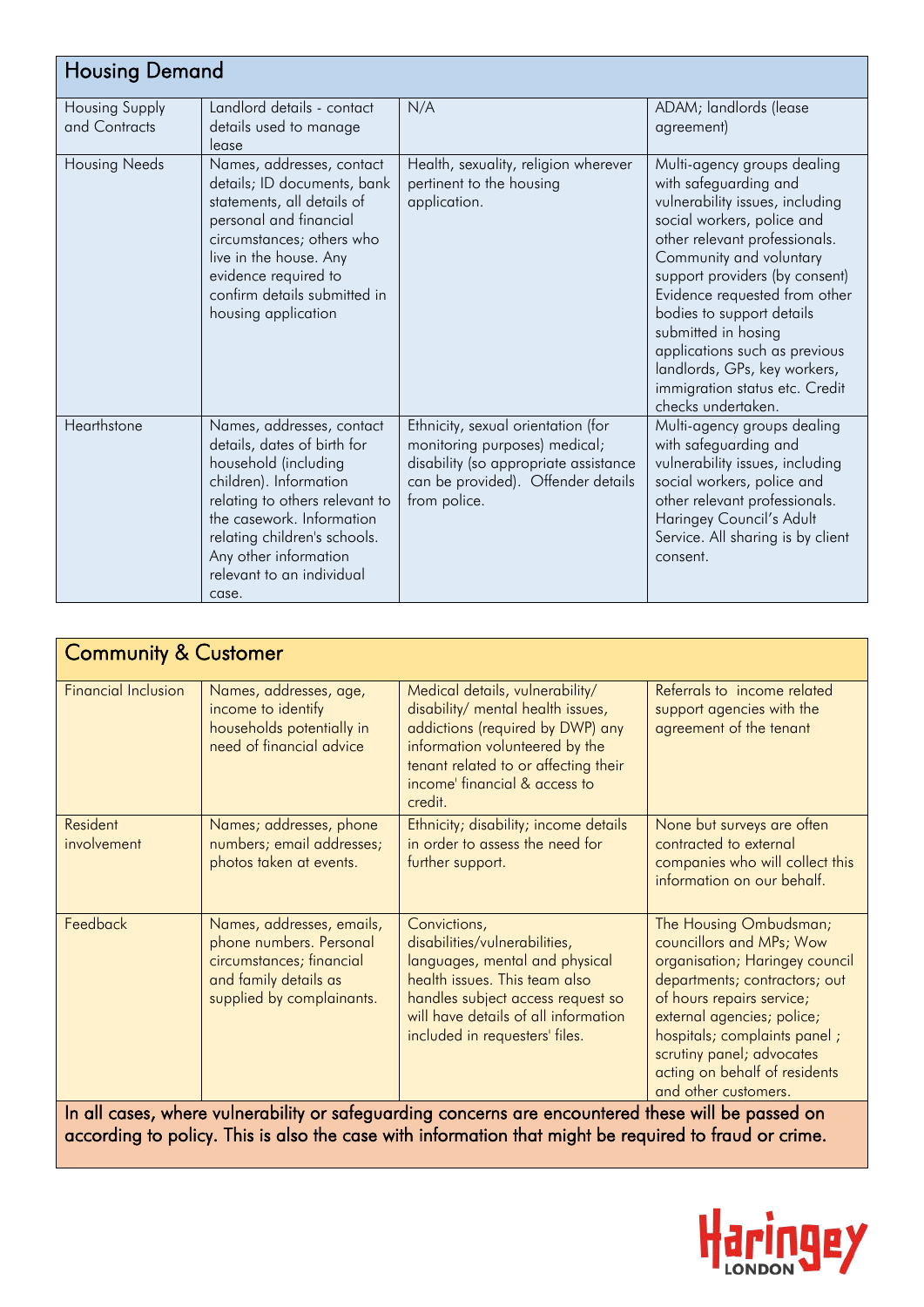| Housing Demand | | | |
|---|---|---|---|
| Housing Supply and Contracts | Landlord details - contact details used to manage lease | N/A | ADAM; landlords (lease agreement) |
| Housing Needs | Names, addresses, contact details; ID documents, bank statements, all details of personal and financial circumstances; others who live in the house. Any evidence required to confirm details submitted in housing application | Health, sexuality, religion wherever pertinent to the housing application. | Multi-agency groups dealing with safeguarding and vulnerability issues, including social workers, police and other relevant professionals. Community and voluntary support providers (by consent) Evidence requested from other bodies to support details submitted in hosing applications such as previous landlords, GPs, key workers, immigration status etc. Credit checks undertaken. |
| Hearthstone | Names, addresses, contact details, dates of birth for household (including children). Information relating to others relevant to the casework. Information relating children's schools. Any other information relevant to an individual case. | Ethnicity, sexual orientation (for monitoring purposes) medical; disability (so appropriate assistance can be provided). Offender details from police. | Multi-agency groups dealing with safeguarding and vulnerability issues, including social workers, police and other relevant professionals. Haringey Council's Adult Service. All sharing is by client consent. |

| Community & Customer | | | |
|---|---|---|---|
| Financial Inclusion | Names, addresses, age, income to identify households potentially in need of financial advice | Medical details, vulnerability/ disability/ mental health issues, addictions (required by DWP) any information volunteered by the tenant related to or affecting their income' financial & access to credit. | Referrals to income related support agencies with the agreement of the tenant |
| Resident involvement | Names; addresses, phone numbers; email addresses; photos taken at events. | Ethnicity; disability; income details in order to assess the need for further support. | None but surveys are often contracted to external companies who will collect this information on our behalf. |
| Feedback | Names, addresses, emails, phone numbers. Personal circumstances; financial and family details as supplied by complainants. | Convictions, disabilities/vulnerabilities, languages, mental and physical health issues. This team also handles subject access request so will have details of all information included in requesters' files. | The Housing Ombudsman; councillors and MPs; Wow organisation; Haringey council departments; contractors; out of hours repairs service; external agencies; police; hospitals; complaints panel ; scrutiny panel; advocates acting on behalf of residents and other customers. |

In all cases, where vulnerability or safeguarding concerns are encountered these will be passed on according to policy. This is also the case with information that might be required to fraud or crime.